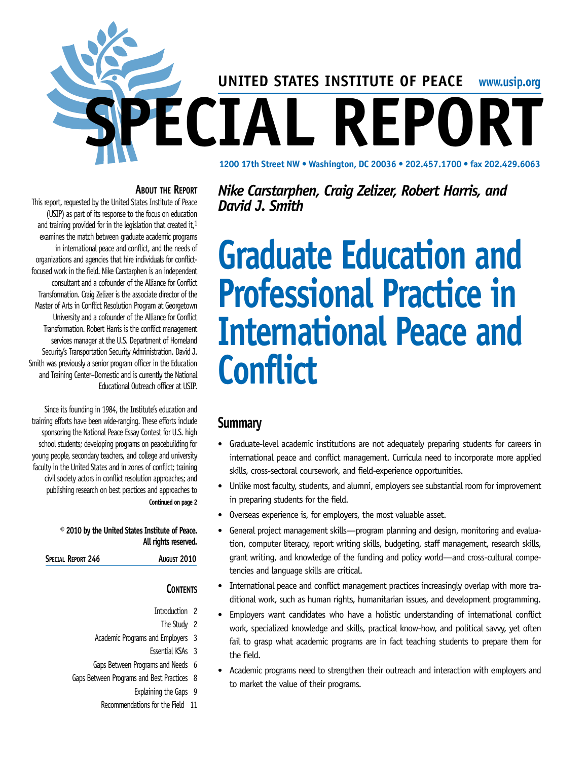UNITED STATES INSTITUTE OF PEACE www.usip.org

# SPECIAL REPORT

1200 17th Street NW • Washington, DC 20036 • 202.457.1700 • fax 202.429.6063

*Nike Carstarphen, Craig Zelizer, Robert Harris, and David J. Smith*

# Graduate Education and Professional Practice in International Peace and Conflict

## Summary

- Graduate-level academic institutions are not adequately preparing students for careers in international peace and conflict management. Curricula need to incorporate more applied skills, cross-sectoral coursework, and field-experience opportunities.
- Unlike most faculty, students, and alumni, employers see substantial room for improvement in preparing students for the field.
- Overseas experience is, for employers, the most valuable asset.
- General project management skills—program planning and design, monitoring and evaluation, computer literacy, report writing skills, budgeting, staff management, research skills, grant writing, and knowledge of the funding and policy world—and cross-cultural competencies and language skills are critical.
- International peace and conflict management practices increasingly overlap with more traditional work, such as human rights, humanitarian issues, and development programming.
- Employers want candidates who have a holistic understanding of international conflict work, specialized knowledge and skills, practical know-how, and political savvy, yet often fail to grasp what academic programs are in fact teaching students to prepare them for the field.
- Academic programs need to strengthen their outreach and interaction with employers and to market the value of their programs.

### About the Report

This report, requested by the United States Institute of Peace (USIP) as part of its response to the focus on education and training provided for in the legislation that created it,[1] examines the match between graduate academic programs in international peace and conflict, and the needs of organizations and agencies that hire individuals for conflict-focused work in the field. Nike Carstarphen is an independent consultant and a cofounder of the Alliance for Conflict Transformation. Craig Zelizer is the associate director of the Master of Arts in Conflict Resolution Program at Georgetown University and a cofounder of the Alliance for Conflict Transformation. Robert Harris is the conflict management services manager at the U.S. Department of Homeland Security's Transportation Security Administration. David J. Smith was previously a senior program officer in the Education and Training Center–Domestic and is currently the National Educational Outreach officer at USIP.

Since its founding in 1984, the Institute's education and training efforts have been wide-ranging. These efforts include sponsoring the National Peace Essay Contest for U.S. high school students; developing programs on peacebuilding for young people, secondary teachers, and college and university faculty in the United States and in zones of conflict; training civil society actors in conflict resolution approaches; and publishing research on best practices and approaches to

**Continued on page 2**

**© 2010 by the United States Institute of Peace. All rights reserved.**

**Special Report 246** | **August 2010**

### Contents

- Introduction 2
- The Study 2
- Academic Programs and Employers 3
- Essential KSAs 3
- Gaps Between Programs and Needs 6
- Gaps Between Programs and Best Practices 8
- Explaining the Gaps 9
- Recommendations for the Field 11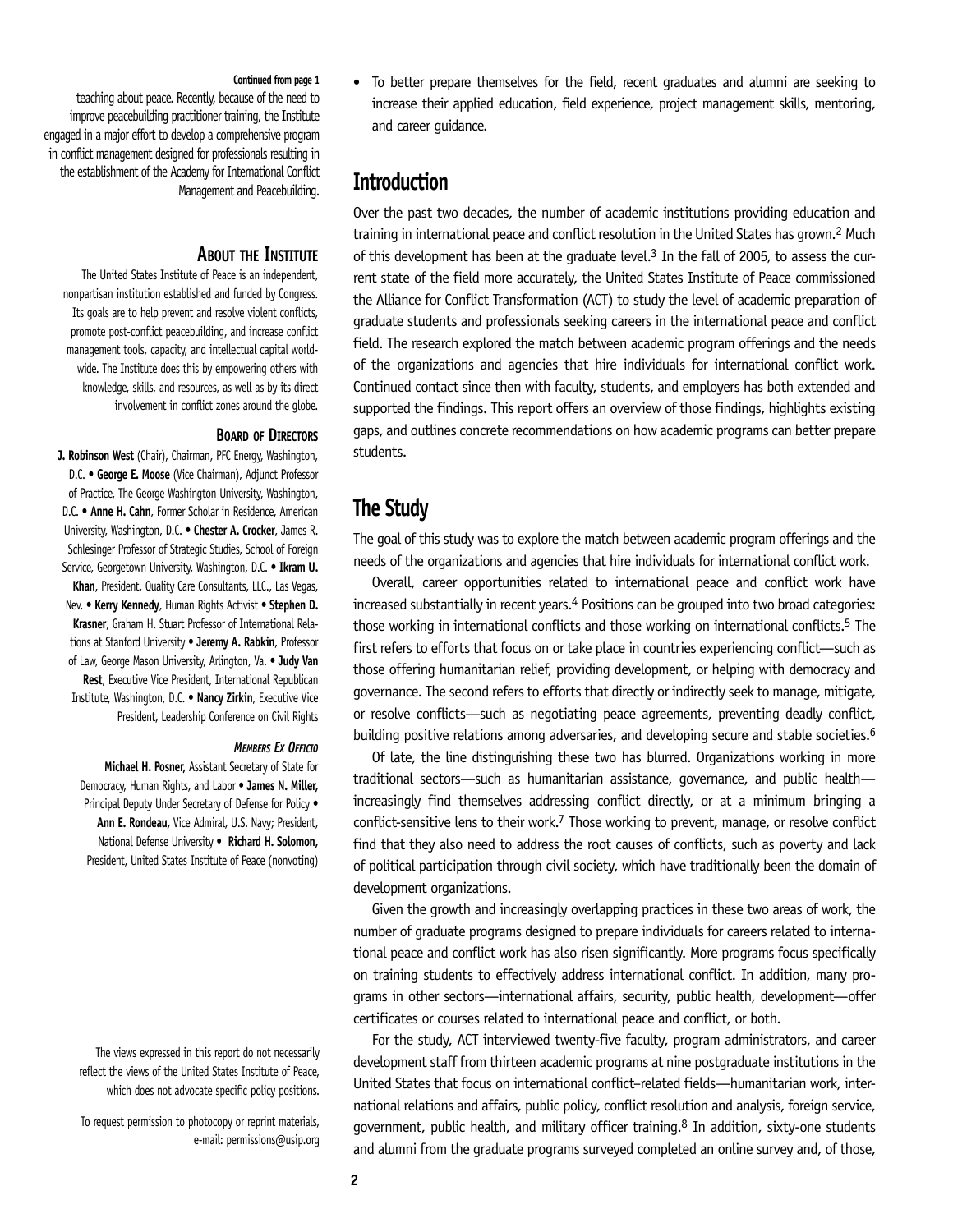**Continued from page 1**

teaching about peace. Recently, because of the need to improve peacebuilding practitioner training, the Institute engaged in a major effort to develop a comprehensive program in conflict management designed for professionals resulting in the establishment of the Academy for International Conflict Management and Peacebuilding.

### About the Institute

The United States Institute of Peace is an independent, nonpartisan institution established and funded by Congress. Its goals are to help prevent and resolve violent conflicts, promote post-conflict peacebuilding, and increase conflict management tools, capacity, and intellectual capital worldwide. The Institute does this by empowering others with knowledge, skills, and resources, as well as by its direct involvement in conflict zones around the globe.

### Board of Directors

**J. Robinson West** (Chair), Chairman, PFC Energy, Washington, D.C. • **George E. Moose** (Vice Chairman), Adjunct Professor of Practice, The George Washington University, Washington, D.C. • **Anne H. Cahn**, Former Scholar in Residence, American University, Washington, D.C. • **Chester A. Crocker**, James R. Schlesinger Professor of Strategic Studies, School of Foreign Service, Georgetown University, Washington, D.C. • **Ikram U. Khan**, President, Quality Care Consultants, LLC., Las Vegas, Nev. • **Kerry Kennedy**, Human Rights Activist • **Stephen D. Krasner**, Graham H. Stuart Professor of International Relations at Stanford University • **Jeremy A. Rabkin**, Professor of Law, George Mason University, Arlington, Va. • **Judy Van Rest**, Executive Vice President, International Republican Institute, Washington, D.C. • **Nancy Zirkin**, Executive Vice President, Leadership Conference on Civil Rights

#### *Members Ex Officio*

**Michael H. Posner,** Assistant Secretary of State for Democracy, Human Rights, and Labor • **James N. Miller,** Principal Deputy Under Secretary of Defense for Policy • **Ann E. Rondeau,** Vice Admiral, U.S. Navy; President, National Defense University • **Richard H. Solomon,** President, United States Institute of Peace (nonvoting)

The views expressed in this report do not necessarily reflect the views of the United States Institute of Peace, which does not advocate specific policy positions.

To request permission to photocopy or reprint materials, e-mail: permissions@usip.org

- To better prepare themselves for the field, recent graduates and alumni are seeking to increase their applied education, field experience, project management skills, mentoring, and career guidance.

## Introduction

Over the past two decades, the number of academic institutions providing education and training in international peace and conflict resolution in the United States has grown.[2] Much of this development has been at the graduate level.[3] In the fall of 2005, to assess the current state of the field more accurately, the United States Institute of Peace commissioned the Alliance for Conflict Transformation (ACT) to study the level of academic preparation of graduate students and professionals seeking careers in the international peace and conflict field. The research explored the match between academic program offerings and the needs of the organizations and agencies that hire individuals for international conflict work. Continued contact since then with faculty, students, and employers has both extended and supported the findings. This report offers an overview of those findings, highlights existing gaps, and outlines concrete recommendations on how academic programs can better prepare students.

## The Study

The goal of this study was to explore the match between academic program offerings and the needs of the organizations and agencies that hire individuals for international conflict work.

Overall, career opportunities related to international peace and conflict work have increased substantially in recent years.[4] Positions can be grouped into two broad categories: those working in international conflicts and those working on international conflicts.[5] The first refers to efforts that focus on or take place in countries experiencing conflict—such as those offering humanitarian relief, providing development, or helping with democracy and governance. The second refers to efforts that directly or indirectly seek to manage, mitigate, or resolve conflicts—such as negotiating peace agreements, preventing deadly conflict, building positive relations among adversaries, and developing secure and stable societies.[6]

Of late, the line distinguishing these two has blurred. Organizations working in more traditional sectors—such as humanitarian assistance, governance, and public health—increasingly find themselves addressing conflict directly, or at a minimum bringing a conflict-sensitive lens to their work.[7] Those working to prevent, manage, or resolve conflict find that they also need to address the root causes of conflicts, such as poverty and lack of political participation through civil society, which have traditionally been the domain of development organizations.

Given the growth and increasingly overlapping practices in these two areas of work, the number of graduate programs designed to prepare individuals for careers related to international peace and conflict work has also risen significantly. More programs focus specifically on training students to effectively address international conflict. In addition, many programs in other sectors—international affairs, security, public health, development—offer certificates or courses related to international peace and conflict, or both.

For the study, ACT interviewed twenty-five faculty, program administrators, and career development staff from thirteen academic programs at nine postgraduate institutions in the United States that focus on international conflict–related fields—humanitarian work, international relations and affairs, public policy, conflict resolution and analysis, foreign service, government, public health, and military officer training.[8] In addition, sixty-one students and alumni from the graduate programs surveyed completed an online survey and, of those,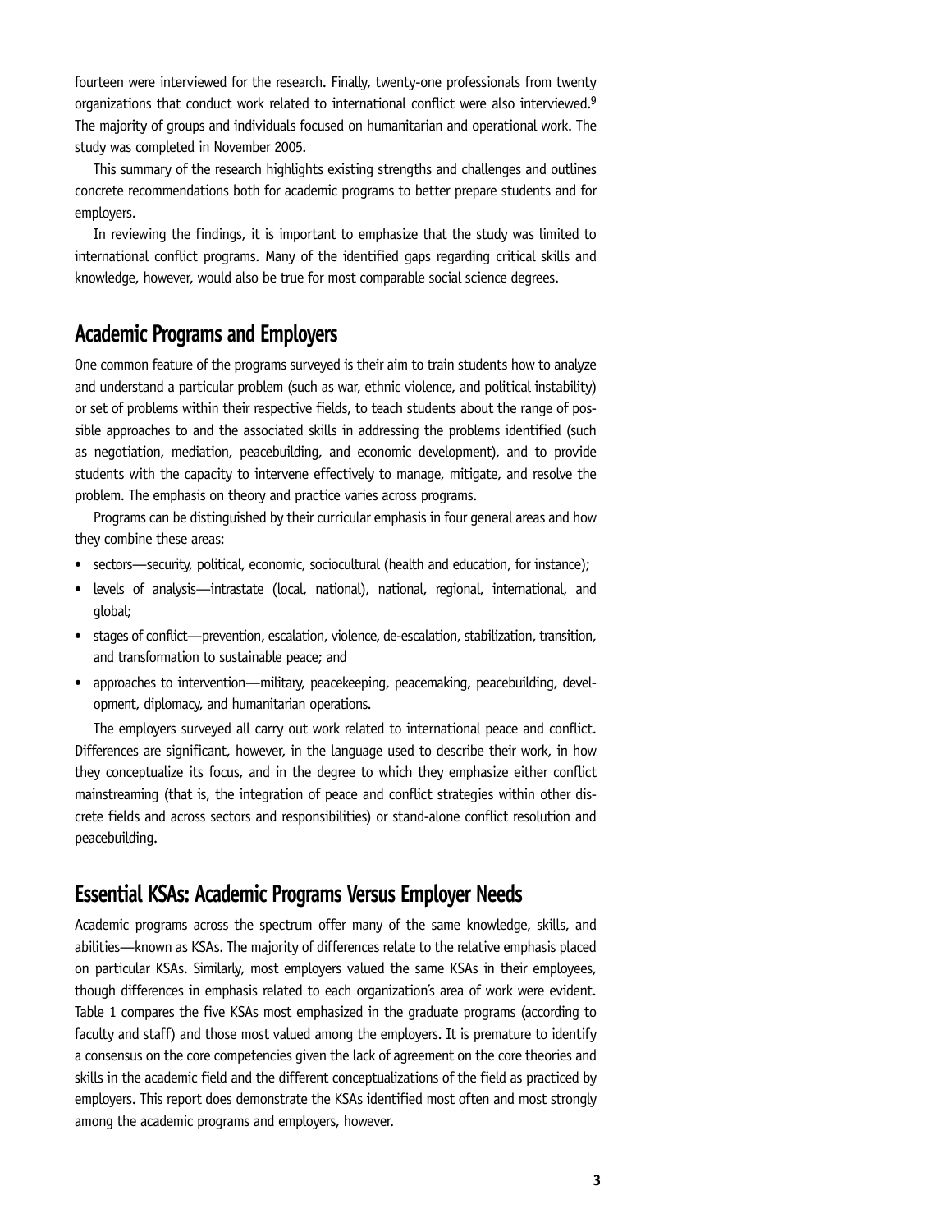fourteen were interviewed for the research. Finally, twenty-one professionals from twenty organizations that conduct work related to international conflict were also interviewed.[9] The majority of groups and individuals focused on humanitarian and operational work. The study was completed in November 2005.

This summary of the research highlights existing strengths and challenges and outlines concrete recommendations both for academic programs to better prepare students and for employers.

In reviewing the findings, it is important to emphasize that the study was limited to international conflict programs. Many of the identified gaps regarding critical skills and knowledge, however, would also be true for most comparable social science degrees.

## Academic Programs and Employers

One common feature of the programs surveyed is their aim to train students how to analyze and understand a particular problem (such as war, ethnic violence, and political instability) or set of problems within their respective fields, to teach students about the range of possible approaches to and the associated skills in addressing the problems identified (such as negotiation, mediation, peacebuilding, and economic development), and to provide students with the capacity to intervene effectively to manage, mitigate, and resolve the problem. The emphasis on theory and practice varies across programs.

Programs can be distinguished by their curricular emphasis in four general areas and how they combine these areas:

- sectors—security, political, economic, sociocultural (health and education, for instance);
- levels of analysis—intrastate (local, national), national, regional, international, and global;
- stages of conflict—prevention, escalation, violence, de-escalation, stabilization, transition, and transformation to sustainable peace; and
- approaches to intervention—military, peacekeeping, peacemaking, peacebuilding, development, diplomacy, and humanitarian operations.

The employers surveyed all carry out work related to international peace and conflict. Differences are significant, however, in the language used to describe their work, in how they conceptualize its focus, and in the degree to which they emphasize either conflict mainstreaming (that is, the integration of peace and conflict strategies within other discrete fields and across sectors and responsibilities) or stand-alone conflict resolution and peacebuilding.

## Essential KSAs: Academic Programs Versus Employer Needs

Academic programs across the spectrum offer many of the same knowledge, skills, and abilities—known as KSAs. The majority of differences relate to the relative emphasis placed on particular KSAs. Similarly, most employers valued the same KSAs in their employees, though differences in emphasis related to each organization's area of work were evident. Table 1 compares the five KSAs most emphasized in the graduate programs (according to faculty and staff) and those most valued among the employers. It is premature to identify a consensus on the core competencies given the lack of agreement on the core theories and skills in the academic field and the different conceptualizations of the field as practiced by employers. This report does demonstrate the KSAs identified most often and most strongly among the academic programs and employers, however.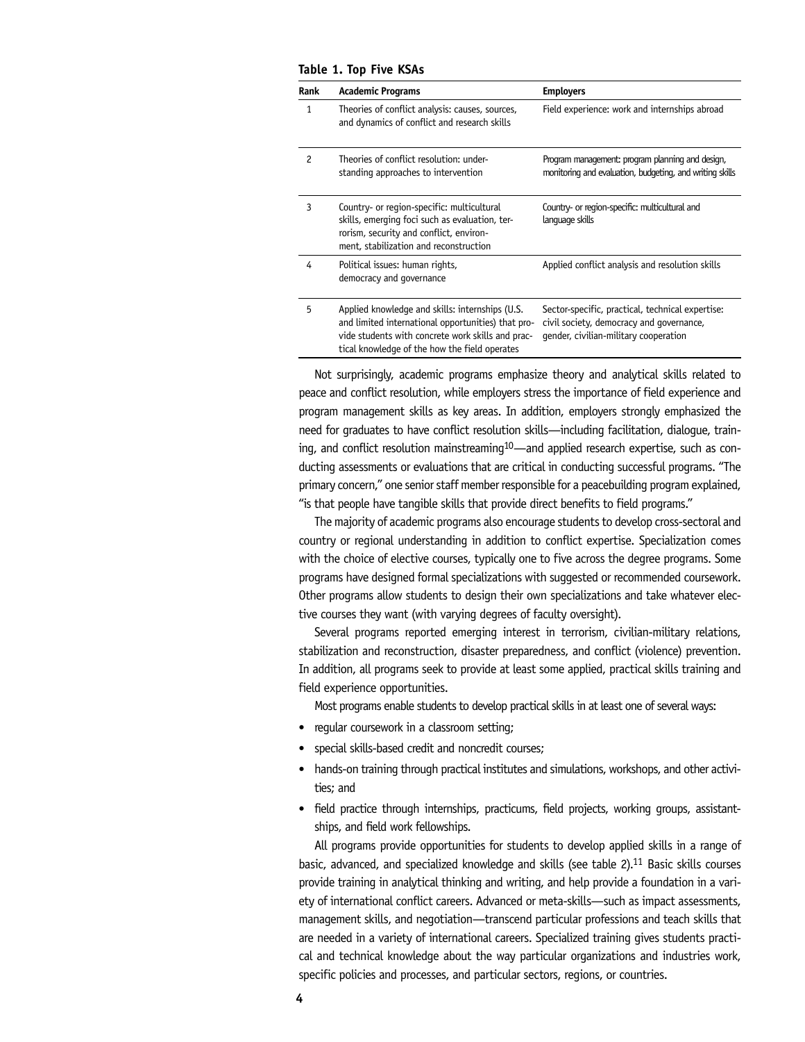**Table 1. Top Five KSAs**

| Rank | Academic Programs | Employers |
|---|---|---|
| 1 | Theories of conflict analysis: causes, sources, and dynamics of conflict and research skills | Field experience: work and internships abroad |
| 2 | Theories of conflict resolution: understanding approaches to intervention | Program management: program planning and design, monitoring and evaluation, budgeting, and writing skills |
| 3 | Country- or region-specific: multicultural skills, emerging foci such as evaluation, terrorism, security and conflict, environment, stabilization and reconstruction | Country- or region-specific: multicultural and language skills |
| 4 | Political issues: human rights, democracy and governance | Applied conflict analysis and resolution skills |
| 5 | Applied knowledge and skills: internships (U.S. and limited international opportunities) that provide students with concrete work skills and practical knowledge of the how the field operates | Sector-specific, practical, technical expertise: civil society, democracy and governance, gender, civilian-military cooperation |

Not surprisingly, academic programs emphasize theory and analytical skills related to peace and conflict resolution, while employers stress the importance of field experience and program management skills as key areas. In addition, employers strongly emphasized the need for graduates to have conflict resolution skills—including facilitation, dialogue, training, and conflict resolution mainstreaming[10]—and applied research expertise, such as conducting assessments or evaluations that are critical in conducting successful programs. "The primary concern," one senior staff member responsible for a peacebuilding program explained, "is that people have tangible skills that provide direct benefits to field programs."

The majority of academic programs also encourage students to develop cross-sectoral and country or regional understanding in addition to conflict expertise. Specialization comes with the choice of elective courses, typically one to five across the degree programs. Some programs have designed formal specializations with suggested or recommended coursework. Other programs allow students to design their own specializations and take whatever elective courses they want (with varying degrees of faculty oversight).

Several programs reported emerging interest in terrorism, civilian-military relations, stabilization and reconstruction, disaster preparedness, and conflict (violence) prevention. In addition, all programs seek to provide at least some applied, practical skills training and field experience opportunities.

Most programs enable students to develop practical skills in at least one of several ways:

- regular coursework in a classroom setting;
- special skills-based credit and noncredit courses;
- hands-on training through practical institutes and simulations, workshops, and other activities; and
- field practice through internships, practicums, field projects, working groups, assistantships, and field work fellowships.

All programs provide opportunities for students to develop applied skills in a range of basic, advanced, and specialized knowledge and skills (see table 2).[11] Basic skills courses provide training in analytical thinking and writing, and help provide a foundation in a variety of international conflict careers. Advanced or meta-skills—such as impact assessments, management skills, and negotiation—transcend particular professions and teach skills that are needed in a variety of international careers. Specialized training gives students practical and technical knowledge about the way particular organizations and industries work, specific policies and processes, and particular sectors, regions, or countries.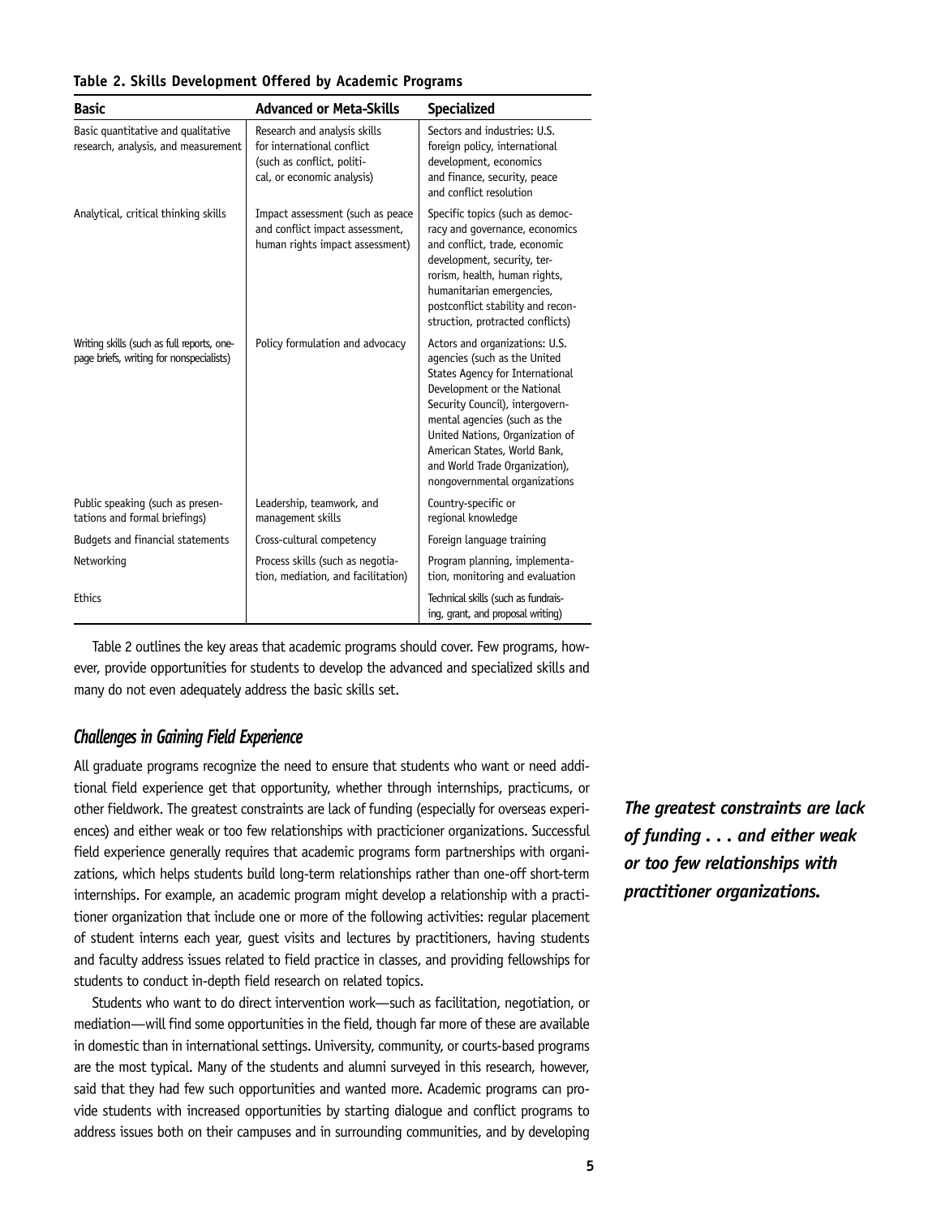**Table 2. Skills Development Offered by Academic Programs**

| Basic | Advanced or Meta-Skills | Specialized |
|---|---|---|
| Basic quantitative and qualitative research, analysis, and measurement | Research and analysis skills for international conflict (such as conflict, political, or economic analysis) | Sectors and industries: U.S. foreign policy, international development, economics and finance, security, peace and conflict resolution |
| Analytical, critical thinking skills | Impact assessment (such as peace and conflict impact assessment, human rights impact assessment) | Specific topics (such as democracy and governance, economics and conflict, trade, economic development, security, terrorism, health, human rights, humanitarian emergencies, postconflict stability and reconstruction, protracted conflicts) |
| Writing skills (such as full reports, one-page briefs, writing for nonspecialists) | Policy formulation and advocacy | Actors and organizations: U.S. agencies (such as the United States Agency for International Development or the National Security Council), intergovernmental agencies (such as the United Nations, Organization of American States, World Bank, and World Trade Organization), nongovernmental organizations |
| Public speaking (such as presentations and formal briefings) | Leadership, teamwork, and management skills | Country-specific or regional knowledge |
| Budgets and financial statements | Cross-cultural competency | Foreign language training |
| Networking | Process skills (such as negotiation, mediation, and facilitation) | Program planning, implementation, monitoring and evaluation |
| Ethics | | Technical skills (such as fundraising, grant, and proposal writing) |

Table 2 outlines the key areas that academic programs should cover. Few programs, however, provide opportunities for students to develop the advanced and specialized skills and many do not even adequately address the basic skills set.

### *Challenges in Gaining Field Experience*

All graduate programs recognize the need to ensure that students who want or need additional field experience get that opportunity, whether through internships, practicums, or other fieldwork. The greatest constraints are lack of funding (especially for overseas experiences) and either weak or too few relationships with practicioner organizations. Successful field experience generally requires that academic programs form partnerships with organizations, which helps students build long-term relationships rather than one-off short-term internships. For example, an academic program might develop a relationship with a practitioner organization that include one or more of the following activities: regular placement of student interns each year, guest visits and lectures by practitioners, having students and faculty address issues related to field practice in classes, and providing fellowships for students to conduct in-depth field research on related topics.

***The greatest constraints are lack of funding . . . and either weak or too few relationships with practitioner organizations.***

Students who want to do direct intervention work—such as facilitation, negotiation, or mediation—will find some opportunities in the field, though far more of these are available in domestic than in international settings. University, community, or courts-based programs are the most typical. Many of the students and alumni surveyed in this research, however, said that they had few such opportunities and wanted more. Academic programs can provide students with increased opportunities by starting dialogue and conflict programs to address issues both on their campuses and in surrounding communities, and by developing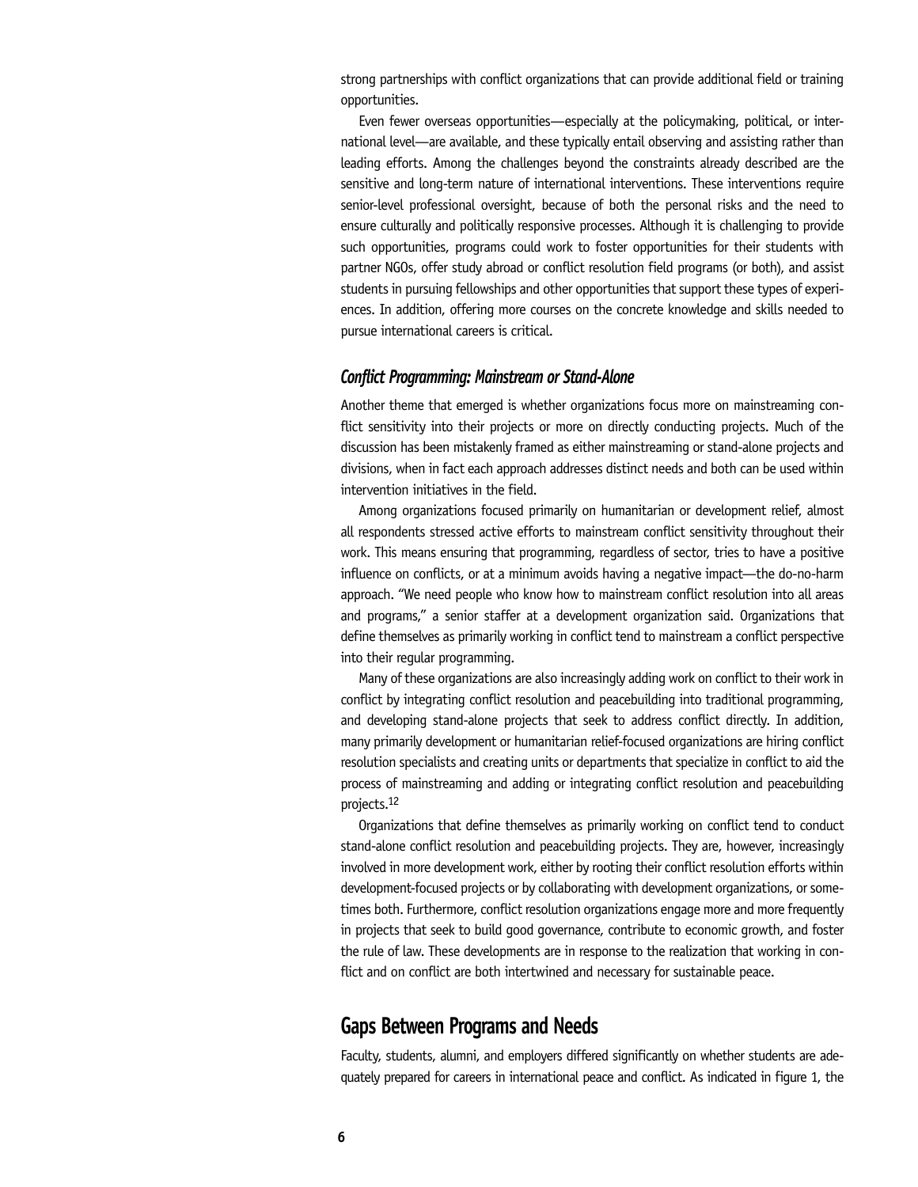strong partnerships with conflict organizations that can provide additional field or training opportunities.

Even fewer overseas opportunities—especially at the policymaking, political, or international level—are available, and these typically entail observing and assisting rather than leading efforts. Among the challenges beyond the constraints already described are the sensitive and long-term nature of international interventions. These interventions require senior-level professional oversight, because of both the personal risks and the need to ensure culturally and politically responsive processes. Although it is challenging to provide such opportunities, programs could work to foster opportunities for their students with partner NGOs, offer study abroad or conflict resolution field programs (or both), and assist students in pursuing fellowships and other opportunities that support these types of experiences. In addition, offering more courses on the concrete knowledge and skills needed to pursue international careers is critical.

### *Conflict Programming: Mainstream or Stand-Alone*

Another theme that emerged is whether organizations focus more on mainstreaming conflict sensitivity into their projects or more on directly conducting projects. Much of the discussion has been mistakenly framed as either mainstreaming or stand-alone projects and divisions, when in fact each approach addresses distinct needs and both can be used within intervention initiatives in the field.

Among organizations focused primarily on humanitarian or development relief, almost all respondents stressed active efforts to mainstream conflict sensitivity throughout their work. This means ensuring that programming, regardless of sector, tries to have a positive influence on conflicts, or at a minimum avoids having a negative impact—the do-no-harm approach. "We need people who know how to mainstream conflict resolution into all areas and programs," a senior staffer at a development organization said. Organizations that define themselves as primarily working in conflict tend to mainstream a conflict perspective into their regular programming.

Many of these organizations are also increasingly adding work on conflict to their work in conflict by integrating conflict resolution and peacebuilding into traditional programming, and developing stand-alone projects that seek to address conflict directly. In addition, many primarily development or humanitarian relief-focused organizations are hiring conflict resolution specialists and creating units or departments that specialize in conflict to aid the process of mainstreaming and adding or integrating conflict resolution and peacebuilding projects.[12]

Organizations that define themselves as primarily working on conflict tend to conduct stand-alone conflict resolution and peacebuilding projects. They are, however, increasingly involved in more development work, either by rooting their conflict resolution efforts within development-focused projects or by collaborating with development organizations, or sometimes both. Furthermore, conflict resolution organizations engage more and more frequently in projects that seek to build good governance, contribute to economic growth, and foster the rule of law. These developments are in response to the realization that working in conflict and on conflict are both intertwined and necessary for sustainable peace.

## Gaps Between Programs and Needs

Faculty, students, alumni, and employers differed significantly on whether students are adequately prepared for careers in international peace and conflict. As indicated in figure 1, the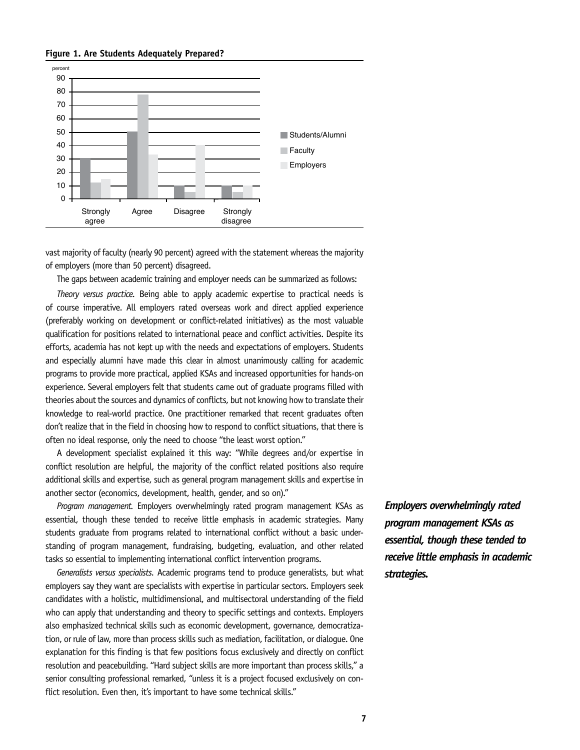**Figure 1. Are Students Adequately Prepared?**

vast majority of faculty (nearly 90 percent) agreed with the statement whereas the majority of employers (more than 50 percent) disagreed.

The gaps between academic training and employer needs can be summarized as follows:

*Theory versus practice.* Being able to apply academic expertise to practical needs is of course imperative. All employers rated overseas work and direct applied experience (preferably working on development or conflict-related initiatives) as the most valuable qualification for positions related to international peace and conflict activities. Despite its efforts, academia has not kept up with the needs and expectations of employers. Students and especially alumni have made this clear in almost unanimously calling for academic programs to provide more practical, applied KSAs and increased opportunities for hands-on experience. Several employers felt that students came out of graduate programs filled with theories about the sources and dynamics of conflicts, but not knowing how to translate their knowledge to real-world practice. One practitioner remarked that recent graduates often don't realize that in the field in choosing how to respond to conflict situations, that there is often no ideal response, only the need to choose "the least worst option."

A development specialist explained it this way: "While degrees and/or expertise in conflict resolution are helpful, the majority of the conflict related positions also require additional skills and expertise, such as general program management skills and expertise in another sector (economics, development, health, gender, and so on)."

*Program management.* Employers overwhelmingly rated program management KSAs as essential, though these tended to receive little emphasis in academic strategies. Many students graduate from programs related to international conflict without a basic understanding of program management, fundraising, budgeting, evaluation, and other related tasks so essential to implementing international conflict intervention programs.

***Employers overwhelmingly rated program management KSAs as essential, though these tended to receive little emphasis in academic strategies.***

*Generalists versus specialists.* Academic programs tend to produce generalists, but what employers say they want are specialists with expertise in particular sectors. Employers seek candidates with a holistic, multidimensional, and multisectoral understanding of the field who can apply that understanding and theory to specific settings and contexts. Employers also emphasized technical skills such as economic development, governance, democratization, or rule of law, more than process skills such as mediation, facilitation, or dialogue. One explanation for this finding is that few positions focus exclusively and directly on conflict resolution and peacebuilding. "Hard subject skills are more important than process skills," a senior consulting professional remarked, "unless it is a project focused exclusively on conflict resolution. Even then, it's important to have some technical skills."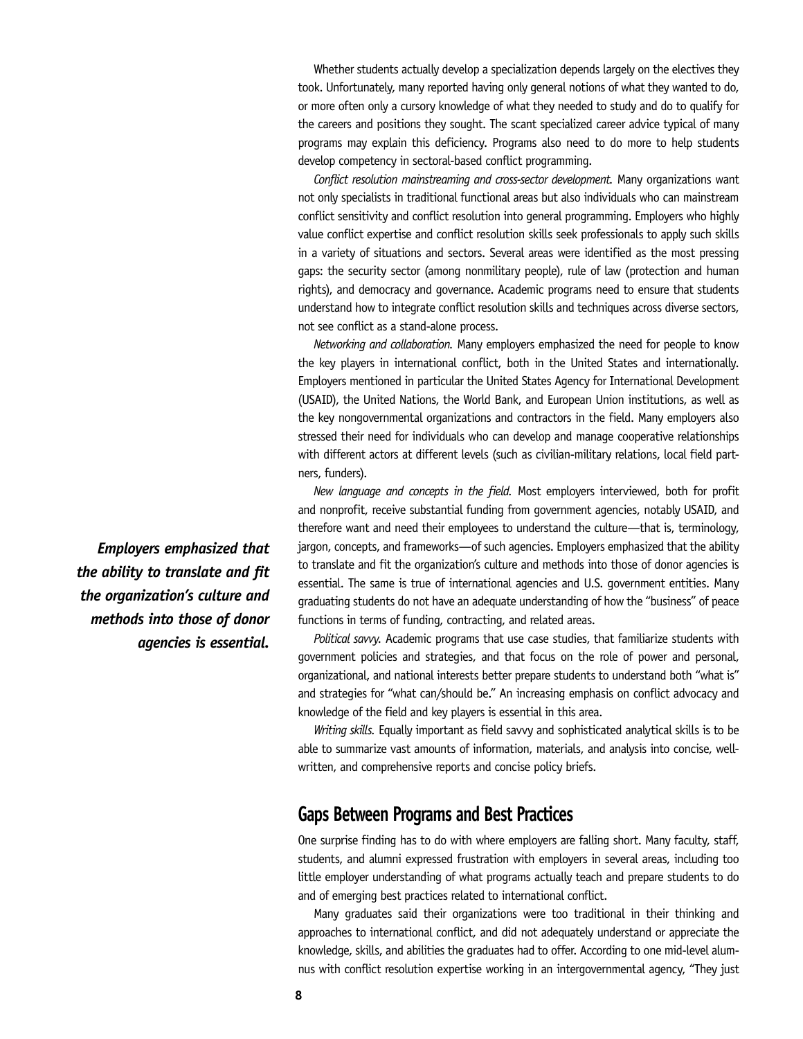Whether students actually develop a specialization depends largely on the electives they took. Unfortunately, many reported having only general notions of what they wanted to do, or more often only a cursory knowledge of what they needed to study and do to qualify for the careers and positions they sought. The scant specialized career advice typical of many programs may explain this deficiency. Programs also need to do more to help students develop competency in sectoral-based conflict programming.

*Conflict resolution mainstreaming and cross-sector development.* Many organizations want not only specialists in traditional functional areas but also individuals who can mainstream conflict sensitivity and conflict resolution into general programming. Employers who highly value conflict expertise and conflict resolution skills seek professionals to apply such skills in a variety of situations and sectors. Several areas were identified as the most pressing gaps: the security sector (among nonmilitary people), rule of law (protection and human rights), and democracy and governance. Academic programs need to ensure that students understand how to integrate conflict resolution skills and techniques across diverse sectors, not see conflict as a stand-alone process.

*Networking and collaboration.* Many employers emphasized the need for people to know the key players in international conflict, both in the United States and internationally. Employers mentioned in particular the United States Agency for International Development (USAID), the United Nations, the World Bank, and European Union institutions, as well as the key nongovernmental organizations and contractors in the field. Many employers also stressed their need for individuals who can develop and manage cooperative relationships with different actors at different levels (such as civilian-military relations, local field partners, funders).

*New language and concepts in the field.* Most employers interviewed, both for profit and nonprofit, receive substantial funding from government agencies, notably USAID, and therefore want and need their employees to understand the culture—that is, terminology, jargon, concepts, and frameworks—of such agencies. Employers emphasized that the ability to translate and fit the organization's culture and methods into those of donor agencies is essential. The same is true of international agencies and U.S. government entities. Many graduating students do not have an adequate understanding of how the "business" of peace functions in terms of funding, contracting, and related areas.

***Employers emphasized that the ability to translate and fit the organization's culture and methods into those of donor agencies is essential.***

*Political savvy.* Academic programs that use case studies, that familiarize students with government policies and strategies, and that focus on the role of power and personal, organizational, and national interests better prepare students to understand both "what is" and strategies for "what can/should be." An increasing emphasis on conflict advocacy and knowledge of the field and key players is essential in this area.

*Writing skills.* Equally important as field savvy and sophisticated analytical skills is to be able to summarize vast amounts of information, materials, and analysis into concise, well-written, and comprehensive reports and concise policy briefs.

## Gaps Between Programs and Best Practices

One surprise finding has to do with where employers are falling short. Many faculty, staff, students, and alumni expressed frustration with employers in several areas, including too little employer understanding of what programs actually teach and prepare students to do and of emerging best practices related to international conflict.

Many graduates said their organizations were too traditional in their thinking and approaches to international conflict, and did not adequately understand or appreciate the knowledge, skills, and abilities the graduates had to offer. According to one mid-level alumnus with conflict resolution expertise working in an intergovernmental agency, "They just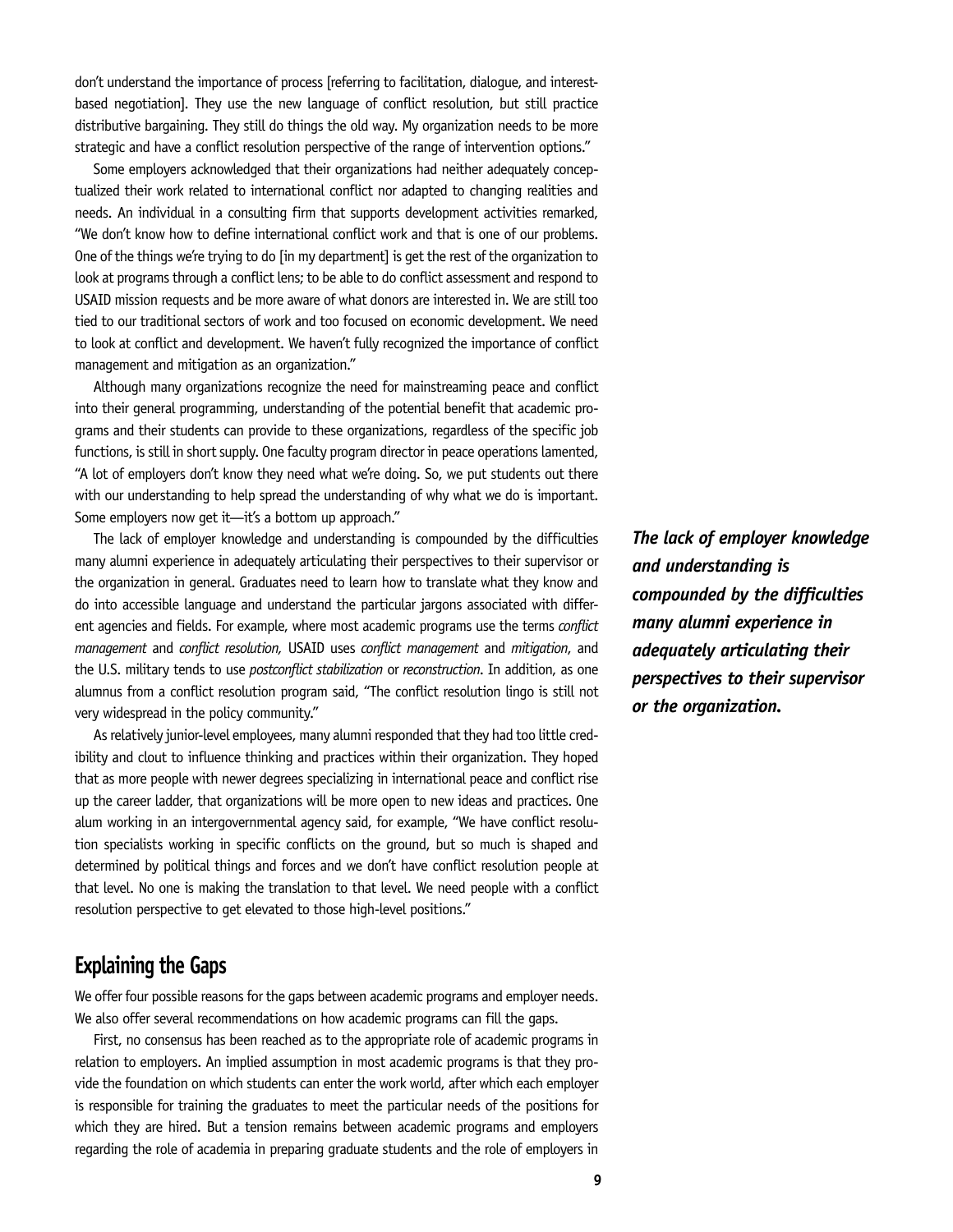don't understand the importance of process [referring to facilitation, dialogue, and interest-based negotiation]. They use the new language of conflict resolution, but still practice distributive bargaining. They still do things the old way. My organization needs to be more strategic and have a conflict resolution perspective of the range of intervention options."

Some employers acknowledged that their organizations had neither adequately conceptualized their work related to international conflict nor adapted to changing realities and needs. An individual in a consulting firm that supports development activities remarked, "We don't know how to define international conflict work and that is one of our problems. One of the things we're trying to do [in my department] is get the rest of the organization to look at programs through a conflict lens; to be able to do conflict assessment and respond to USAID mission requests and be more aware of what donors are interested in. We are still too tied to our traditional sectors of work and too focused on economic development. We need to look at conflict and development. We haven't fully recognized the importance of conflict management and mitigation as an organization."

Although many organizations recognize the need for mainstreaming peace and conflict into their general programming, understanding of the potential benefit that academic programs and their students can provide to these organizations, regardless of the specific job functions, is still in short supply. One faculty program director in peace operations lamented, "A lot of employers don't know they need what we're doing. So, we put students out there with our understanding to help spread the understanding of why what we do is important. Some employers now get it—it's a bottom up approach."

The lack of employer knowledge and understanding is compounded by the difficulties many alumni experience in adequately articulating their perspectives to their supervisor or the organization in general. Graduates need to learn how to translate what they know and do into accessible language and understand the particular jargons associated with different agencies and fields. For example, where most academic programs use the terms *conflict management* and *conflict resolution,* USAID uses *conflict management* and *mitigation*, and the U.S. military tends to use *postconflict stabilization* or *reconstruction*. In addition, as one alumnus from a conflict resolution program said, "The conflict resolution lingo is still not very widespread in the policy community."

***The lack of employer knowledge and understanding is compounded by the difficulties many alumni experience in adequately articulating their perspectives to their supervisor or the organization.***

As relatively junior-level employees, many alumni responded that they had too little credibility and clout to influence thinking and practices within their organization. They hoped that as more people with newer degrees specializing in international peace and conflict rise up the career ladder, that organizations will be more open to new ideas and practices. One alum working in an intergovernmental agency said, for example, "We have conflict resolution specialists working in specific conflicts on the ground, but so much is shaped and determined by political things and forces and we don't have conflict resolution people at that level. No one is making the translation to that level. We need people with a conflict resolution perspective to get elevated to those high-level positions."

## Explaining the Gaps

We offer four possible reasons for the gaps between academic programs and employer needs. We also offer several recommendations on how academic programs can fill the gaps.

First, no consensus has been reached as to the appropriate role of academic programs in relation to employers. An implied assumption in most academic programs is that they provide the foundation on which students can enter the work world, after which each employer is responsible for training the graduates to meet the particular needs of the positions for which they are hired. But a tension remains between academic programs and employers regarding the role of academia in preparing graduate students and the role of employers in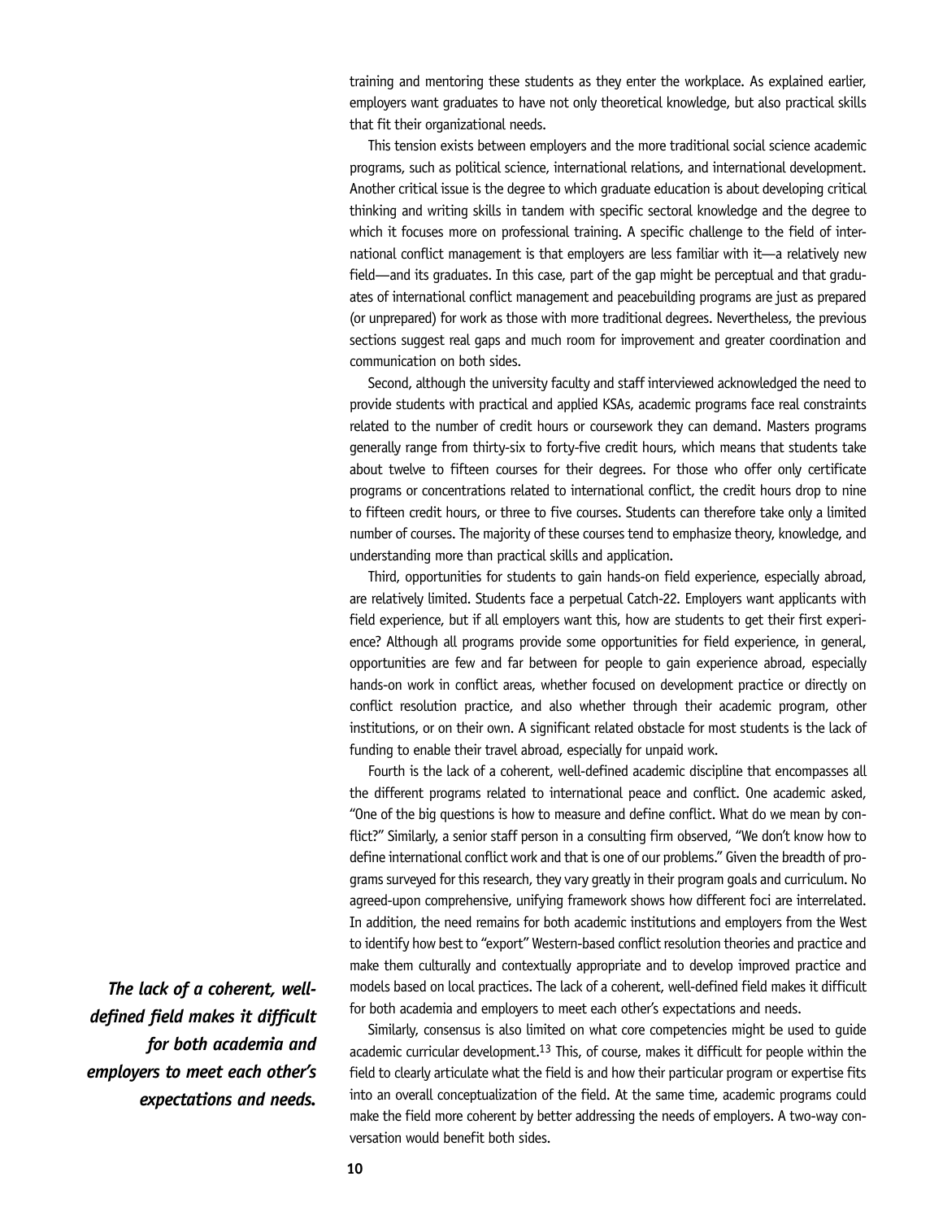training and mentoring these students as they enter the workplace. As explained earlier, employers want graduates to have not only theoretical knowledge, but also practical skills that fit their organizational needs.

This tension exists between employers and the more traditional social science academic programs, such as political science, international relations, and international development. Another critical issue is the degree to which graduate education is about developing critical thinking and writing skills in tandem with specific sectoral knowledge and the degree to which it focuses more on professional training. A specific challenge to the field of international conflict management is that employers are less familiar with it—a relatively new field—and its graduates. In this case, part of the gap might be perceptual and that graduates of international conflict management and peacebuilding programs are just as prepared (or unprepared) for work as those with more traditional degrees. Nevertheless, the previous sections suggest real gaps and much room for improvement and greater coordination and communication on both sides.

Second, although the university faculty and staff interviewed acknowledged the need to provide students with practical and applied KSAs, academic programs face real constraints related to the number of credit hours or coursework they can demand. Masters programs generally range from thirty-six to forty-five credit hours, which means that students take about twelve to fifteen courses for their degrees. For those who offer only certificate programs or concentrations related to international conflict, the credit hours drop to nine to fifteen credit hours, or three to five courses. Students can therefore take only a limited number of courses. The majority of these courses tend to emphasize theory, knowledge, and understanding more than practical skills and application.

Third, opportunities for students to gain hands-on field experience, especially abroad, are relatively limited. Students face a perpetual Catch-22. Employers want applicants with field experience, but if all employers want this, how are students to get their first experience? Although all programs provide some opportunities for field experience, in general, opportunities are few and far between for people to gain experience abroad, especially hands-on work in conflict areas, whether focused on development practice or directly on conflict resolution practice, and also whether through their academic program, other institutions, or on their own. A significant related obstacle for most students is the lack of funding to enable their travel abroad, especially for unpaid work.

Fourth is the lack of a coherent, well-defined academic discipline that encompasses all the different programs related to international peace and conflict. One academic asked, "One of the big questions is how to measure and define conflict. What do we mean by conflict?" Similarly, a senior staff person in a consulting firm observed, "We don't know how to define international conflict work and that is one of our problems." Given the breadth of programs surveyed for this research, they vary greatly in their program goals and curriculum. No agreed-upon comprehensive, unifying framework shows how different foci are interrelated. In addition, the need remains for both academic institutions and employers from the West to identify how best to "export" Western-based conflict resolution theories and practice and make them culturally and contextually appropriate and to develop improved practice and models based on local practices. The lack of a coherent, well-defined field makes it difficult for both academia and employers to meet each other's expectations and needs.

***The lack of a coherent, well-defined field makes it difficult for both academia and employers to meet each other's expectations and needs.***

Similarly, consensus is also limited on what core competencies might be used to guide academic curricular development.[13] This, of course, makes it difficult for people within the field to clearly articulate what the field is and how their particular program or expertise fits into an overall conceptualization of the field. At the same time, academic programs could make the field more coherent by better addressing the needs of employers. A two-way conversation would benefit both sides.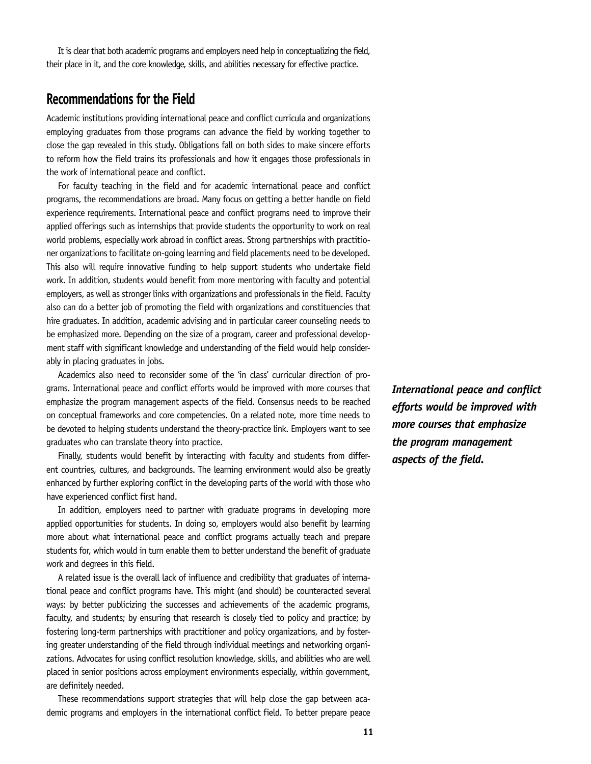It is clear that both academic programs and employers need help in conceptualizing the field, their place in it, and the core knowledge, skills, and abilities necessary for effective practice.

## Recommendations for the Field

Academic institutions providing international peace and conflict curricula and organizations employing graduates from those programs can advance the field by working together to close the gap revealed in this study. Obligations fall on both sides to make sincere efforts to reform how the field trains its professionals and how it engages those professionals in the work of international peace and conflict.

For faculty teaching in the field and for academic international peace and conflict programs, the recommendations are broad. Many focus on getting a better handle on field experience requirements. International peace and conflict programs need to improve their applied offerings such as internships that provide students the opportunity to work on real world problems, especially work abroad in conflict areas. Strong partnerships with practitioner organizations to facilitate on-going learning and field placements need to be developed. This also will require innovative funding to help support students who undertake field work. In addition, students would benefit from more mentoring with faculty and potential employers, as well as stronger links with organizations and professionals in the field. Faculty also can do a better job of promoting the field with organizations and constituencies that hire graduates. In addition, academic advising and in particular career counseling needs to be emphasized more. Depending on the size of a program, career and professional development staff with significant knowledge and understanding of the field would help considerably in placing graduates in jobs.

Academics also need to reconsider some of the 'in class' curricular direction of programs. International peace and conflict efforts would be improved with more courses that emphasize the program management aspects of the field. Consensus needs to be reached on conceptual frameworks and core competencies. On a related note, more time needs to be devoted to helping students understand the theory-practice link. Employers want to see graduates who can translate theory into practice.

***International peace and conflict efforts would be improved with more courses that emphasize the program management aspects of the field.***

Finally, students would benefit by interacting with faculty and students from different countries, cultures, and backgrounds. The learning environment would also be greatly enhanced by further exploring conflict in the developing parts of the world with those who have experienced conflict first hand.

In addition, employers need to partner with graduate programs in developing more applied opportunities for students. In doing so, employers would also benefit by learning more about what international peace and conflict programs actually teach and prepare students for, which would in turn enable them to better understand the benefit of graduate work and degrees in this field.

A related issue is the overall lack of influence and credibility that graduates of international peace and conflict programs have. This might (and should) be counteracted several ways: by better publicizing the successes and achievements of the academic programs, faculty, and students; by ensuring that research is closely tied to policy and practice; by fostering long-term partnerships with practitioner and policy organizations, and by fostering greater understanding of the field through individual meetings and networking organizations. Advocates for using conflict resolution knowledge, skills, and abilities who are well placed in senior positions across employment environments especially, within government, are definitely needed.

These recommendations support strategies that will help close the gap between academic programs and employers in the international conflict field. To better prepare peace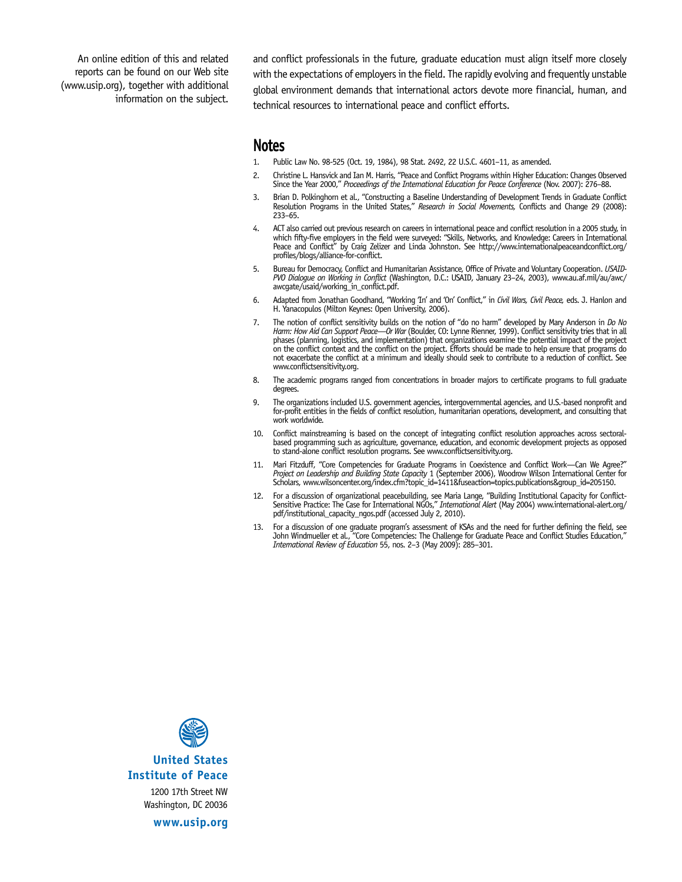An online edition of this and related reports can be found on our Web site (www.usip.org), together with additional information on the subject.

and conflict professionals in the future, graduate education must align itself more closely with the expectations of employers in the field. The rapidly evolving and frequently unstable global environment demands that international actors devote more financial, human, and technical resources to international peace and conflict efforts.

## Notes

1. Public Law No. 98-525 (Oct. 19, 1984), 98 Stat. 2492, 22 U.S.C. 4601–11, as amended.
2. Christine L. Hansvick and Ian M. Harris, "Peace and Conflict Programs within Higher Education: Changes Observed Since the Year 2000," *Proceedings of the International Education for Peace Conference* (Nov. 2007): 276–88.
3. Brian D. Polkinghorn et al., "Constructing a Baseline Understanding of Development Trends in Graduate Conflict Resolution Programs in the United States," *Research in Social Movements,* Conflicts and Change 29 (2008): 233–65.
4. ACT also carried out previous research on careers in international peace and conflict resolution in a 2005 study, in which fifty-five employers in the field were surveyed: "Skills, Networks, and Knowledge: Careers in International Peace and Conflict" by Craig Zelizer and Linda Johnston. See http://www.internationalpeaceandconflict.org/profiles/blogs/alliance-for-conflict.
5. Bureau for Democracy, Conflict and Humanitarian Assistance, Office of Private and Voluntary Cooperation. *USAID-PVO Dialogue on Working in Conflict* (Washington, D.C.: USAID, January 23–24, 2003), www.au.af.mil/au/awc/awcgate/usaid/working_in_conflict.pdf.
6. Adapted from Jonathan Goodhand, "Working 'In' and 'On' Conflict," in *Civil Wars, Civil Peace,* eds. J. Hanlon and H. Yanacopulos (Milton Keynes: Open University, 2006).
7. The notion of conflict sensitivity builds on the notion of "do no harm" developed by Mary Anderson in *Do No Harm: How Aid Can Support Peace—Or War* (Boulder, CO: Lynne Rienner, 1999). Conflict sensitivity tries that in all phases (planning, logistics, and implementation) that organizations examine the potential impact of the project on the conflict context and the conflict on the project. Efforts should be made to help ensure that programs do not exacerbate the conflict at a minimum and ideally should seek to contribute to a reduction of conflict. See www.conflictsensitivity.org.
8. The academic programs ranged from concentrations in broader majors to certificate programs to full graduate degrees.
9. The organizations included U.S. government agencies, intergovernmental agencies, and U.S.-based nonprofit and for-profit entities in the fields of conflict resolution, humanitarian operations, development, and consulting that work worldwide.
10. Conflict mainstreaming is based on the concept of integrating conflict resolution approaches across sectoral-based programming such as agriculture, governance, education, and economic development projects as opposed to stand-alone conflict resolution programs. See www.conflictsensitivity.org.
11. Mari Fitzduff, "Core Competencies for Graduate Programs in Coexistence and Conflict Work—Can We Agree?" *Project on Leadership and Building State Capacity* 1 (September 2006), Woodrow Wilson International Center for Scholars, www.wilsoncenter.org/index.cfm?topic_id=1411&fuseaction=topics.publications&group_id=205150.
12. For a discussion of organizational peacebuilding, see Maria Lange, "Building Institutional Capacity for Conflict-Sensitive Practice: The Case for International NGOs," *International Alert* (May 2004) www.international-alert.org/pdf/institutional_capacity_ngos.pdf (accessed July 2, 2010).
13. For a discussion of one graduate program's assessment of KSAs and the need for further defining the field, see John Windmueller et al., "Core Competencies: The Challenge for Graduate Peace and Conflict Studies Education," *International Review of Education* 55, nos. 2–3 (May 2009): 285–301.

**United States Institute of Peace**

1200 17th Street NW
Washington, DC 20036

**www.usip.org**